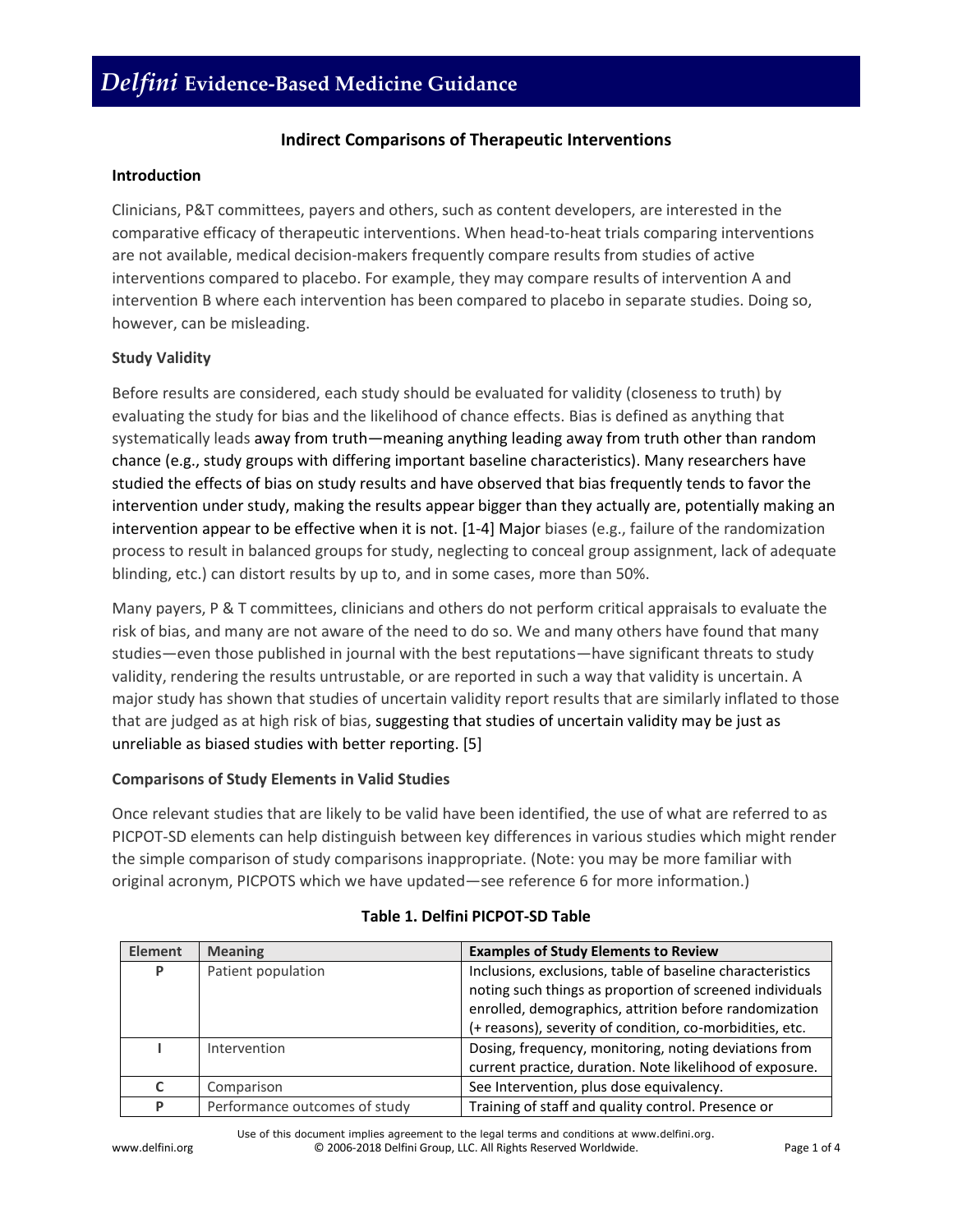# *Delfini* Evidence-Based Medicine Guidance

## Indirect Comparisons of Therapeutic Interventions

### Introduction

Clinicians, P&T committees, payers and others, such as content developers, are interested in the comparative efficacy of therapeutic interventions. When head-to-heat trials comparing interventions are not available, medical decision-makers frequently compare results from studies of active interventions compared to placebo. For example, they may compare results of intervention A and intervention B where each intervention has been compared to placebo in separate studies. Doing so, however, can be misleading.

### Study Validity

Before results are considered, each study should be evaluated for validity (closeness to truth) by evaluating the study for bias and the likelihood of chance effects. Bias is defined as anything that systematically leads away from truth—meaning anything leading away from truth other than random chance (e.g., study groups with differing important baseline characteristics). Many researchers have studied the effects of bias on study results and have observed that bias frequently tends to favor the intervention under study, making the results appear bigger than they actually are, potentially making an intervention appear to be effective when it is not. [1-4] Major biases (e.g., failure of the randomization process to result in balanced groups for study, neglecting to conceal group assignment, lack of adequate blinding, etc.) can distort results by up to, and in some cases, more than 50%.

Many payers, P & T committees, clinicians and others do not perform critical appraisals to evaluate the risk of bias, and many are not aware of the need to do so. We and many others have found that many studies—even those published in journal with the best reputations—have significant threats to study validity, rendering the results untrustable, or are reported in such a way that validity is uncertain. A major study has shown that studies of uncertain validity report results that are similarly inflated to those that are judged as at high risk of bias, suggesting that studies of uncertain validity may be just as unreliable as biased studies with better reporting. [5]

### Comparisons of Study Elements in Valid Studies

Once relevant studies that are likely to be valid have been identified, the use of what are referred to as PICPOT-SD elements can help distinguish between key differences in various studies which might render the simple comparison of study comparisons inappropriate. (Note: you may be more familiar with original acronym, PICPOTS which we have updated—see reference 6 for more information.)

**Table 1. Delfini PICPOT-SD Table**

| Element | Meaning | Examples of Study Elements to Review |
|---|---|---|
| P | Patient population | Inclusions, exclusions, table of baseline characteristics noting such things as proportion of screened individuals enrolled, demographics, attrition before randomization (+ reasons), severity of condition, co-morbidities, etc. |
| I | Intervention | Dosing, frequency, monitoring, noting deviations from current practice, duration. Note likelihood of exposure. |
| C | Comparison | See Intervention, plus dose equivalency. |
| P | Performance outcomes of study | Training of staff and quality control. Presence or |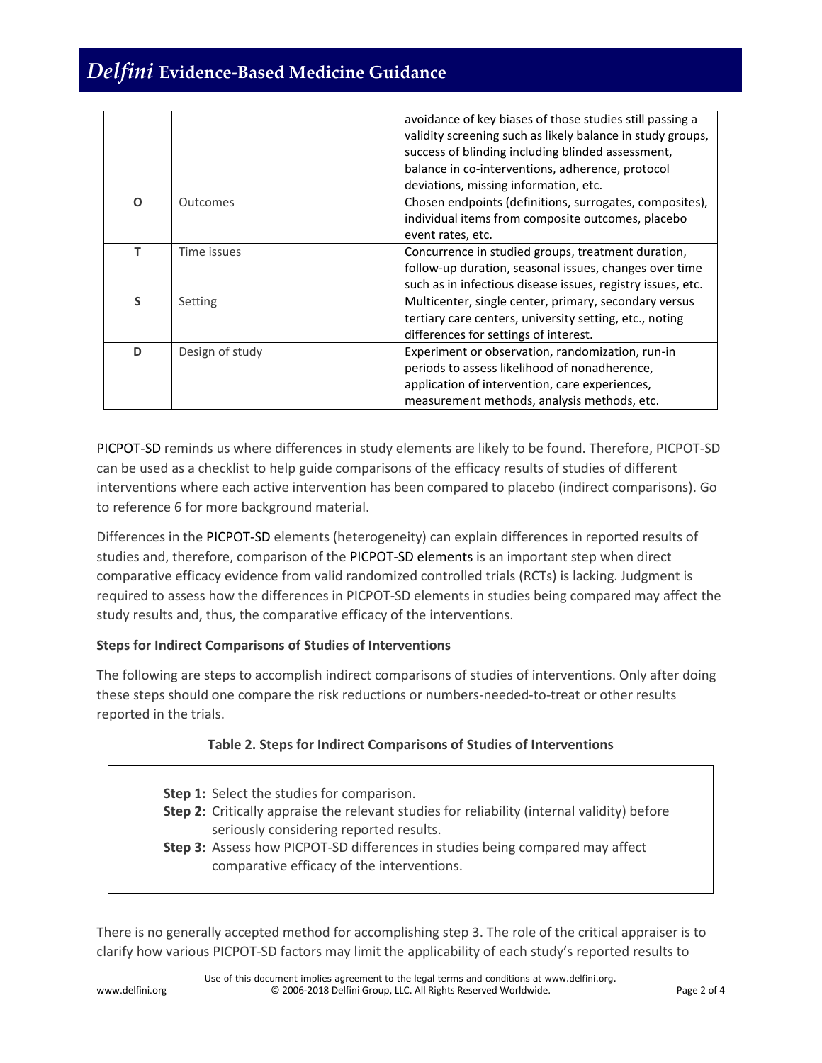| | | |
|---|---|---|
| | | avoidance of key biases of those studies still passing a validity screening such as likely balance in study groups, success of blinding including blinded assessment, balance in co-interventions, adherence, protocol deviations, missing information, etc. |
| O | Outcomes | Chosen endpoints (definitions, surrogates, composites), individual items from composite outcomes, placebo event rates, etc. |
| T | Time issues | Concurrence in studied groups, treatment duration, follow-up duration, seasonal issues, changes over time such as in infectious disease issues, registry issues, etc. |
| S | Setting | Multicenter, single center, primary, secondary versus tertiary care centers, university setting, etc., noting differences for settings of interest. |
| D | Design of study | Experiment or observation, randomization, run-in periods to assess likelihood of nonadherence, application of intervention, care experiences, measurement methods, analysis methods, etc. |

PICPOT-SD reminds us where differences in study elements are likely to be found. Therefore, PICPOT-SD can be used as a checklist to help guide comparisons of the efficacy results of studies of different interventions where each active intervention has been compared to placebo (indirect comparisons). Go to reference 6 for more background material.

Differences in the PICPOT-SD elements (heterogeneity) can explain differences in reported results of studies and, therefore, comparison of the PICPOT-SD elements is an important step when direct comparative efficacy evidence from valid randomized controlled trials (RCTs) is lacking. Judgment is required to assess how the differences in PICPOT-SD elements in studies being compared may affect the study results and, thus, the comparative efficacy of the interventions.

**Steps for Indirect Comparisons of Studies of Interventions**

The following are steps to accomplish indirect comparisons of studies of interventions. Only after doing these steps should one compare the risk reductions or numbers-needed-to-treat or other results reported in the trials.

**Table 2. Steps for Indirect Comparisons of Studies of Interventions**

- **Step 1:** Select the studies for comparison.
- **Step 2:** Critically appraise the relevant studies for reliability (internal validity) before seriously considering reported results.
- **Step 3:** Assess how PICPOT-SD differences in studies being compared may affect comparative efficacy of the interventions.

There is no generally accepted method for accomplishing step 3. The role of the critical appraiser is to clarify how various PICPOT-SD factors may limit the applicability of each study's reported results to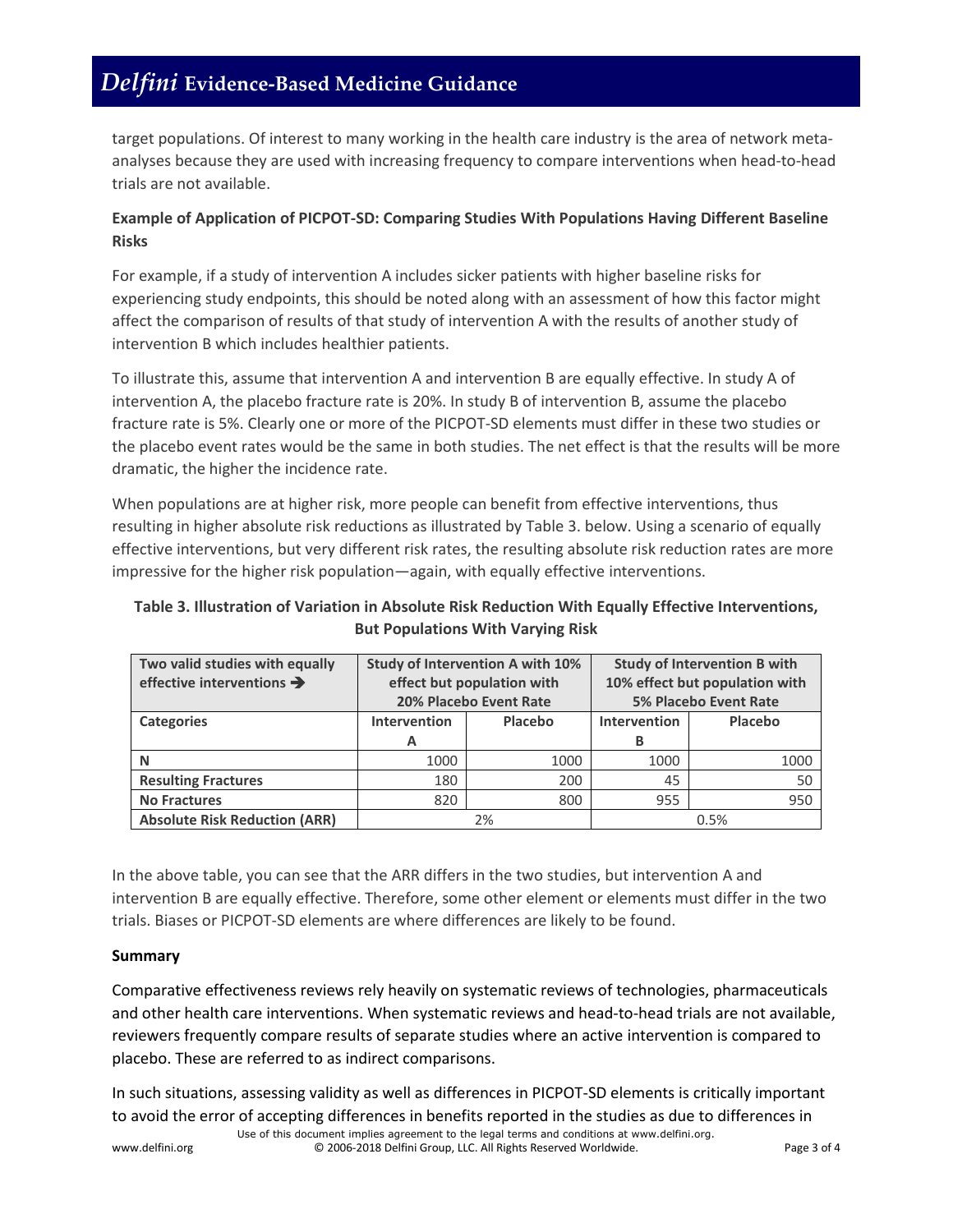target populations. Of interest to many working in the health care industry is the area of network meta-analyses because they are used with increasing frequency to compare interventions when head-to-head trials are not available.

**Example of Application of PICPOT-SD: Comparing Studies With Populations Having Different Baseline Risks**

For example, if a study of intervention A includes sicker patients with higher baseline risks for experiencing study endpoints, this should be noted along with an assessment of how this factor might affect the comparison of results of that study of intervention A with the results of another study of intervention B which includes healthier patients.

To illustrate this, assume that intervention A and intervention B are equally effective. In study A of intervention A, the placebo fracture rate is 20%. In study B of intervention B, assume the placebo fracture rate is 5%. Clearly one or more of the PICPOT-SD elements must differ in these two studies or the placebo event rates would be the same in both studies. The net effect is that the results will be more dramatic, the higher the incidence rate.

When populations are at higher risk, more people can benefit from effective interventions, thus resulting in higher absolute risk reductions as illustrated by Table 3. below. Using a scenario of equally effective interventions, but very different risk rates, the resulting absolute risk reduction rates are more impressive for the higher risk population—again, with equally effective interventions.

**Table 3. Illustration of Variation in Absolute Risk Reduction With Equally Effective Interventions, But Populations With Varying Risk**

| Two valid studies with equally effective interventions ➔ | Study of Intervention A with 10% effect but population with 20% Placebo Event Rate | | Study of Intervention B with 10% effect but population with 5% Placebo Event Rate | |
|---|---|---|---|---|
| **Categories** | **Intervention A** | **Placebo** | **Intervention B** | **Placebo** |
| **N** | 1000 | 1000 | 1000 | 1000 |
| **Resulting Fractures** | 180 | 200 | 45 | 50 |
| **No Fractures** | 820 | 800 | 955 | 950 |
| **Absolute Risk Reduction (ARR)** | 2% | | 0.5% | |

In the above table, you can see that the ARR differs in the two studies, but intervention A and intervention B are equally effective. Therefore, some other element or elements must differ in the two trials. Biases or PICPOT-SD elements are where differences are likely to be found.

**Summary**

Comparative effectiveness reviews rely heavily on systematic reviews of technologies, pharmaceuticals and other health care interventions. When systematic reviews and head-to-head trials are not available, reviewers frequently compare results of separate studies where an active intervention is compared to placebo. These are referred to as indirect comparisons.

In such situations, assessing validity as well as differences in PICPOT-SD elements is critically important to avoid the error of accepting differences in benefits reported in the studies as due to differences in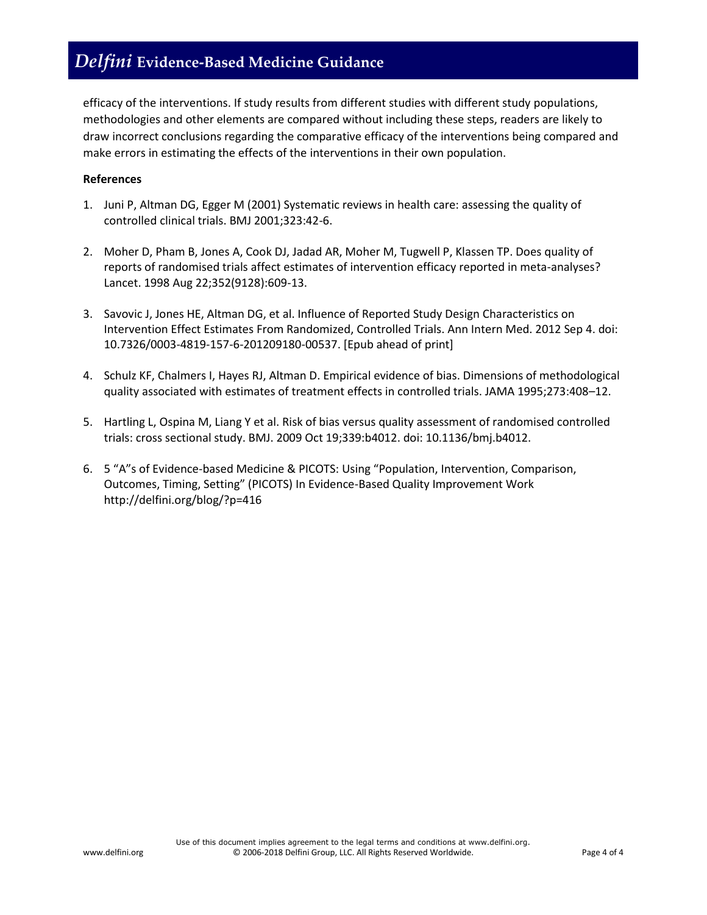efficacy of the interventions. If study results from different studies with different study populations, methodologies and other elements are compared without including these steps, readers are likely to draw incorrect conclusions regarding the comparative efficacy of the interventions being compared and make errors in estimating the effects of the interventions in their own population.

**References**

1. Juni P, Altman DG, Egger M (2001) Systematic reviews in health care: assessing the quality of controlled clinical trials. BMJ 2001;323:42-6.

2. Moher D, Pham B, Jones A, Cook DJ, Jadad AR, Moher M, Tugwell P, Klassen TP. Does quality of reports of randomised trials affect estimates of intervention efficacy reported in meta-analyses? Lancet. 1998 Aug 22;352(9128):609-13.

3. Savovic J, Jones HE, Altman DG, et al. Influence of Reported Study Design Characteristics on Intervention Effect Estimates From Randomized, Controlled Trials. Ann Intern Med. 2012 Sep 4. doi: 10.7326/0003-4819-157-6-201209180-00537. [Epub ahead of print]

4. Schulz KF, Chalmers I, Hayes RJ, Altman D. Empirical evidence of bias. Dimensions of methodological quality associated with estimates of treatment effects in controlled trials. JAMA 1995;273:408–12.

5. Hartling L, Ospina M, Liang Y et al. Risk of bias versus quality assessment of randomised controlled trials: cross sectional study. BMJ. 2009 Oct 19;339:b4012. doi: 10.1136/bmj.b4012.

6. 5 "A"s of Evidence-based Medicine & PICOTS: Using "Population, Intervention, Comparison, Outcomes, Timing, Setting" (PICOTS) In Evidence-Based Quality Improvement Work http://delfini.org/blog/?p=416